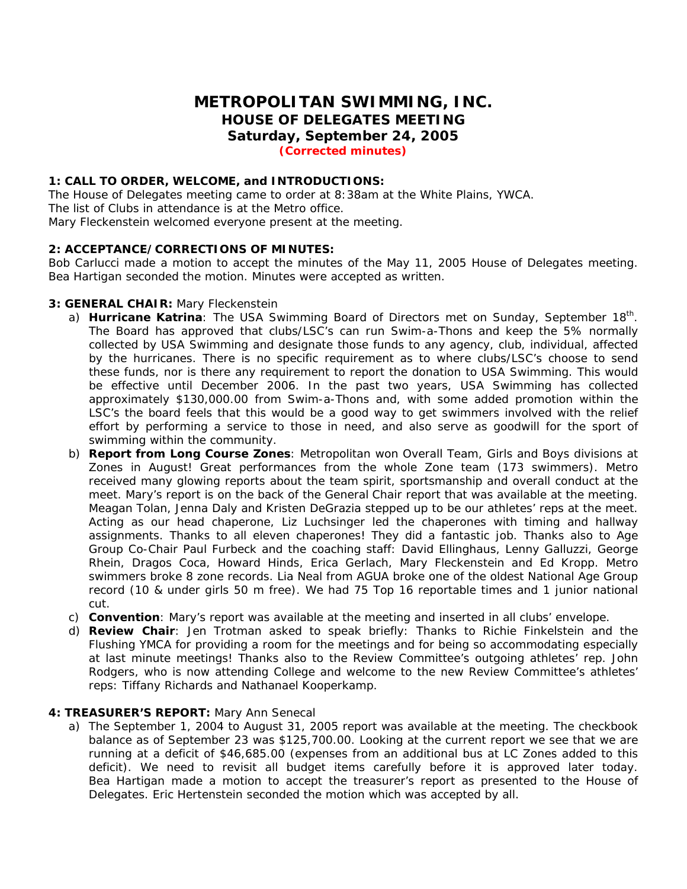# METROPOLITAN SWIMMING, INC.
## HOUSE OF DELEGATES MEETING
## Saturday, September 24, 2005
**(Corrected minutes)**

**1: CALL TO ORDER, WELCOME, and INTRODUCTIONS:**
The House of Delegates meeting came to order at 8:38am at the White Plains, YWCA.
The list of Clubs in attendance is at the Metro office.
Mary Fleckenstein welcomed everyone present at the meeting.

**2: ACCEPTANCE/CORRECTIONS OF MINUTES:**
Bob Carlucci made a motion to accept the minutes of the May 11, 2005 House of Delegates meeting. Bea Hartigan seconded the motion. Minutes were accepted as written.

**3: GENERAL CHAIR:** Mary Fleckenstein

a) **Hurricane Katrina**: The USA Swimming Board of Directors met on Sunday, September 18th. The Board has approved that clubs/LSC's can run Swim-a-Thons and keep the 5% normally collected by USA Swimming and designate those funds to any agency, club, individual, affected by the hurricanes. There is no specific requirement as to where clubs/LSC's choose to send these funds, nor is there any requirement to report the donation to USA Swimming. This would be effective until December 2006. In the past two years, USA Swimming has collected approximately $130,000.00 from Swim-a-Thons and, with some added promotion within the LSC's the board feels that this would be a good way to get swimmers involved with the relief effort by performing a service to those in need, and also serve as goodwill for the sport of swimming within the community.

b) **Report from Long Course Zones**: Metropolitan won Overall Team, Girls and Boys divisions at Zones in August! Great performances from the whole Zone team (173 swimmers). Metro received many glowing reports about the team spirit, sportsmanship and overall conduct at the meet. Mary's report is on the back of the General Chair report that was available at the meeting. Meagan Tolan, Jenna Daly and Kristen DeGrazia stepped up to be our athletes' reps at the meet. Acting as our head chaperone, Liz Luchsinger led the chaperones with timing and hallway assignments. Thanks to all eleven chaperones! They did a fantastic job. Thanks also to Age Group Co-Chair Paul Furbeck and the coaching staff: David Ellinghaus, Lenny Galluzzi, George Rhein, Dragos Coca, Howard Hinds, Erica Gerlach, Mary Fleckenstein and Ed Kropp. Metro swimmers broke 8 zone records. Lia Neal from AGUA broke one of the oldest National Age Group record (10 & under girls 50 m free). We had 75 Top 16 reportable times and 1 junior national cut.

c) **Convention**: Mary's report was available at the meeting and inserted in all clubs' envelope.

d) **Review Chair**: Jen Trotman asked to speak briefly: Thanks to Richie Finkelstein and the Flushing YMCA for providing a room for the meetings and for being so accommodating especially at last minute meetings! Thanks also to the Review Committee's outgoing athletes' rep. John Rodgers, who is now attending College and welcome to the new Review Committee's athletes' reps: Tiffany Richards and Nathanael Kooperkamp.

**4: TREASURER'S REPORT:** Mary Ann Senecal

a) The September 1, 2004 to August 31, 2005 report was available at the meeting. The checkbook balance as of September 23 was $125,700.00. Looking at the current report we see that we are running at a deficit of $46,685.00 (expenses from an additional bus at LC Zones added to this deficit). We need to revisit all budget items carefully before it is approved later today. Bea Hartigan made a motion to accept the treasurer's report as presented to the House of Delegates. Eric Hertenstein seconded the motion which was accepted by all.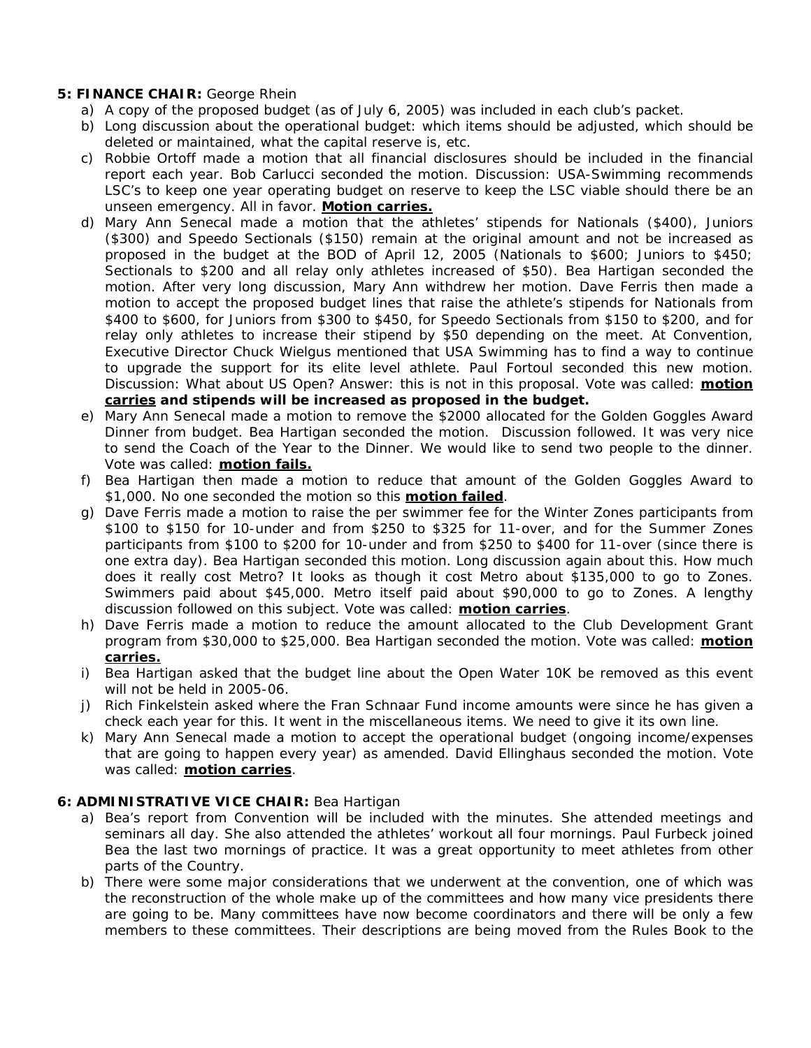**5: FINANCE CHAIR:** George Rhein

a) A copy of the proposed budget (as of July 6, 2005) was included in each club's packet.
b) Long discussion about the operational budget: which items should be adjusted, which should be deleted or maintained, what the capital reserve is, etc.
c) Robbie Ortoff made a motion that all financial disclosures should be included in the financial report each year. Bob Carlucci seconded the motion. Discussion: USA-Swimming recommends LSC's to keep one year operating budget on reserve to keep the LSC viable should there be an unseen emergency. All in favor. **Motion carries.**
d) Mary Ann Senecal made a motion that the athletes' stipends for Nationals ($400), Juniors ($300) and Speedo Sectionals ($150) remain at the original amount and not be increased as proposed in the budget at the BOD of April 12, 2005 (Nationals to $600; Juniors to $450; Sectionals to $200 and all relay only athletes increased of $50). Bea Hartigan seconded the motion. After very long discussion, Mary Ann withdrew her motion. Dave Ferris then made a motion to accept the proposed budget lines that raise the athlete's stipends for Nationals from $400 to $600, for Juniors from $300 to $450, for Speedo Sectionals from $150 to $200, and for relay only athletes to increase their stipend by $50 depending on the meet. At Convention, Executive Director Chuck Wielgus mentioned that USA Swimming has to find a way to continue to upgrade the support for its elite level athlete. Paul Fortoul seconded this new motion. Discussion: What about US Open? Answer: this is not in this proposal. Vote was called: **motion carries and stipends will be increased as proposed in the budget.**
e) Mary Ann Senecal made a motion to remove the $2000 allocated for the Golden Goggles Award Dinner from budget. Bea Hartigan seconded the motion. Discussion followed. It was very nice to send the Coach of the Year to the Dinner. We would like to send two people to the dinner. Vote was called: **motion fails.**
f) Bea Hartigan then made a motion to reduce that amount of the Golden Goggles Award to $1,000. No one seconded the motion so this **motion failed**.
g) Dave Ferris made a motion to raise the per swimmer fee for the Winter Zones participants from $100 to $150 for 10-under and from $250 to $325 for 11-over, and for the Summer Zones participants from $100 to $200 for 10-under and from $250 to $400 for 11-over (since there is one extra day). Bea Hartigan seconded this motion. Long discussion again about this. How much does it really cost Metro? It looks as though it cost Metro about $135,000 to go to Zones. Swimmers paid about $45,000. Metro itself paid about $90,000 to go to Zones. A lengthy discussion followed on this subject. Vote was called: **motion carries**.
h) Dave Ferris made a motion to reduce the amount allocated to the Club Development Grant program from $30,000 to $25,000. Bea Hartigan seconded the motion. Vote was called: **motion carries.**
i) Bea Hartigan asked that the budget line about the Open Water 10K be removed as this event will not be held in 2005-06.
j) Rich Finkelstein asked where the Fran Schnaar Fund income amounts were since he has given a check each year for this. It went in the miscellaneous items. We need to give it its own line.
k) Mary Ann Senecal made a motion to accept the operational budget (ongoing income/expenses that are going to happen every year) as amended. David Ellinghaus seconded the motion. Vote was called: **motion carries**.

**6: ADMINISTRATIVE VICE CHAIR:** Bea Hartigan

a) Bea's report from Convention will be included with the minutes. She attended meetings and seminars all day. She also attended the athletes' workout all four mornings. Paul Furbeck joined Bea the last two mornings of practice. It was a great opportunity to meet athletes from other parts of the Country.
b) There were some major considerations that we underwent at the convention, one of which was the reconstruction of the whole make up of the committees and how many vice presidents there are going to be. Many committees have now become coordinators and there will be only a few members to these committees. Their descriptions are being moved from the Rules Book to the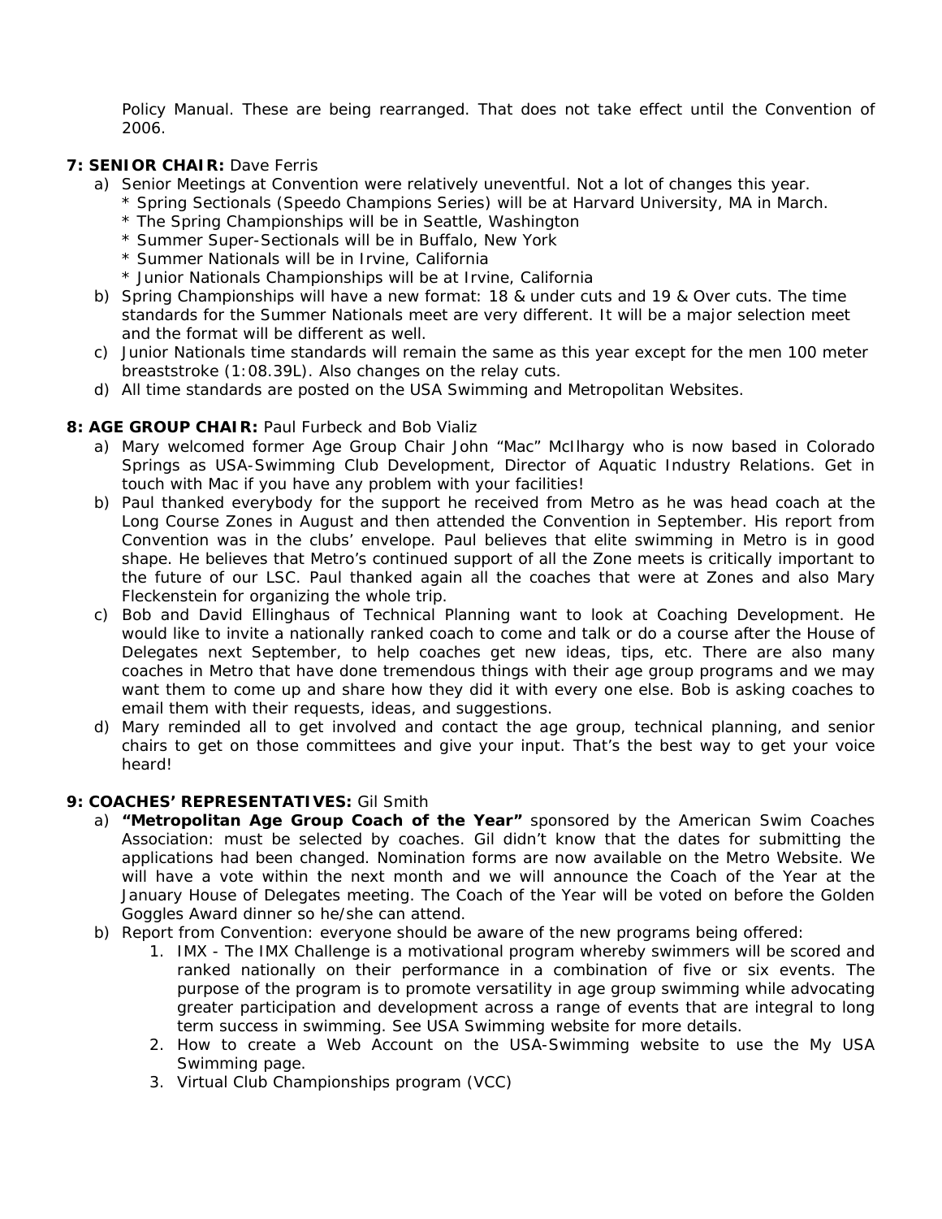Policy Manual. These are being rearranged. That does not take effect until the Convention of 2006.

**7: SENIOR CHAIR:** Dave Ferris

a) Senior Meetings at Convention were relatively uneventful. Not a lot of changes this year.
   * Spring Sectionals (Speedo Champions Series) will be at Harvard University, MA in March.
   * The Spring Championships will be in Seattle, Washington
   * Summer Super-Sectionals will be in Buffalo, New York
   * Summer Nationals will be in Irvine, California
   * Junior Nationals Championships will be at Irvine, California
b) Spring Championships will have a new format: 18 & under cuts and 19 & Over cuts. The time standards for the Summer Nationals meet are very different. It will be a major selection meet and the format will be different as well.
c) Junior Nationals time standards will remain the same as this year except for the men 100 meter breaststroke (1:08.39L). Also changes on the relay cuts.
d) All time standards are posted on the USA Swimming and Metropolitan Websites.

**8: AGE GROUP CHAIR:** Paul Furbeck and Bob Vializ

a) Mary welcomed former Age Group Chair John "Mac" McIlhargy who is now based in Colorado Springs as USA-Swimming Club Development, Director of Aquatic Industry Relations. Get in touch with Mac if you have any problem with your facilities!
b) Paul thanked everybody for the support he received from Metro as he was head coach at the Long Course Zones in August and then attended the Convention in September. His report from Convention was in the clubs' envelope. Paul believes that elite swimming in Metro is in good shape. He believes that Metro's continued support of all the Zone meets is critically important to the future of our LSC. Paul thanked again all the coaches that were at Zones and also Mary Fleckenstein for organizing the whole trip.
c) Bob and David Ellinghaus of Technical Planning want to look at Coaching Development. He would like to invite a nationally ranked coach to come and talk or do a course after the House of Delegates next September, to help coaches get new ideas, tips, etc. There are also many coaches in Metro that have done tremendous things with their age group programs and we may want them to come up and share how they did it with every one else. Bob is asking coaches to email them with their requests, ideas, and suggestions.
d) Mary reminded all to get involved and contact the age group, technical planning, and senior chairs to get on those committees and give your input. That's the best way to get your voice heard!

**9: COACHES' REPRESENTATIVES:** Gil Smith

a) **"Metropolitan Age Group Coach of the Year"** sponsored by the American Swim Coaches Association: must be selected by coaches. Gil didn't know that the dates for submitting the applications had been changed. Nomination forms are now available on the Metro Website. We will have a vote within the next month and we will announce the Coach of the Year at the January House of Delegates meeting. The Coach of the Year will be voted on before the Golden Goggles Award dinner so he/she can attend.
b) Report from Convention: everyone should be aware of the new programs being offered:
   1. IMX - The IMX Challenge is a motivational program whereby swimmers will be scored and ranked nationally on their performance in a combination of five or six events. The purpose of the program is to promote versatility in age group swimming while advocating greater participation and development across a range of events that are integral to long term success in swimming. See USA Swimming website for more details.
   2. How to create a Web Account on the USA-Swimming website to use the My USA Swimming page.
   3. Virtual Club Championships program (VCC)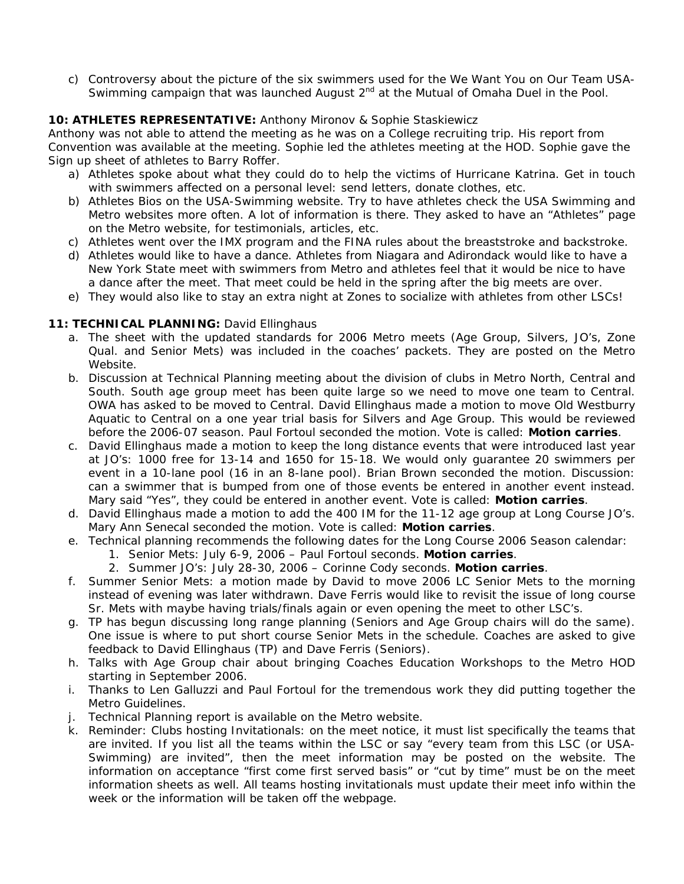c) Controversy about the picture of the six swimmers used for the We Want You on Our Team USA-Swimming campaign that was launched August 2nd at the Mutual of Omaha Duel in the Pool.

**10: ATHLETES REPRESENTATIVE:** Anthony Mironov & Sophie Staskiewicz

Anthony was not able to attend the meeting as he was on a College recruiting trip. His report from Convention was available at the meeting. Sophie led the athletes meeting at the HOD. Sophie gave the Sign up sheet of athletes to Barry Roffer.

a) Athletes spoke about what they could do to help the victims of Hurricane Katrina. Get in touch with swimmers affected on a personal level: send letters, donate clothes, etc.
b) Athletes Bios on the USA-Swimming website. Try to have athletes check the USA Swimming and Metro websites more often. A lot of information is there. They asked to have an "Athletes" page on the Metro website, for testimonials, articles, etc.
c) Athletes went over the IMX program and the FINA rules about the breaststroke and backstroke.
d) Athletes would like to have a dance. Athletes from Niagara and Adirondack would like to have a New York State meet with swimmers from Metro and athletes feel that it would be nice to have a dance after the meet. That meet could be held in the spring after the big meets are over.
e) They would also like to stay an extra night at Zones to socialize with athletes from other LSCs!

**11: TECHNICAL PLANNING:** David Ellinghaus

a. The sheet with the updated standards for 2006 Metro meets (Age Group, Silvers, JO's, Zone Qual. and Senior Mets) was included in the coaches' packets. They are posted on the Metro Website.
b. Discussion at Technical Planning meeting about the division of clubs in Metro North, Central and South. South age group meet has been quite large so we need to move one team to Central. OWA has asked to be moved to Central. David Ellinghaus made a motion to move Old Westburry Aquatic to Central on a one year trial basis for Silvers and Age Group. This would be reviewed before the 2006-07 season. Paul Fortoul seconded the motion. Vote is called: **Motion carries**.
c. David Ellinghaus made a motion to keep the long distance events that were introduced last year at JO's: 1000 free for 13-14 and 1650 for 15-18. We would only guarantee 20 swimmers per event in a 10-lane pool (16 in an 8-lane pool). Brian Brown seconded the motion. Discussion: can a swimmer that is bumped from one of those events be entered in another event instead. Mary said "Yes", they could be entered in another event. Vote is called: **Motion carries**.
d. David Ellinghaus made a motion to add the 400 IM for the 11-12 age group at Long Course JO's. Mary Ann Senecal seconded the motion. Vote is called: **Motion carries**.
e. Technical planning recommends the following dates for the Long Course 2006 Season calendar:
   1. Senior Mets: July 6-9, 2006 – Paul Fortoul seconds. **Motion carries**.
   2. Summer JO's: July 28-30, 2006 – Corinne Cody seconds. **Motion carries**.
f. Summer Senior Mets: a motion made by David to move 2006 LC Senior Mets to the morning instead of evening was later withdrawn. Dave Ferris would like to revisit the issue of long course Sr. Mets with maybe having trials/finals again or even opening the meet to other LSC's.
g. TP has begun discussing long range planning (Seniors and Age Group chairs will do the same). One issue is where to put short course Senior Mets in the schedule. Coaches are asked to give feedback to David Ellinghaus (TP) and Dave Ferris (Seniors).
h. Talks with Age Group chair about bringing Coaches Education Workshops to the Metro HOD starting in September 2006.
i. Thanks to Len Galluzzi and Paul Fortoul for the tremendous work they did putting together the Metro Guidelines.
j. Technical Planning report is available on the Metro website.
k. Reminder: Clubs hosting Invitationals: on the meet notice, it must list specifically the teams that are invited. If you list all the teams within the LSC or say "every team from this LSC (or USA-Swimming) are invited", then the meet information may be posted on the website. The information on acceptance "first come first served basis" or "cut by time" must be on the meet information sheets as well. All teams hosting invitationals must update their meet info within the week or the information will be taken off the webpage.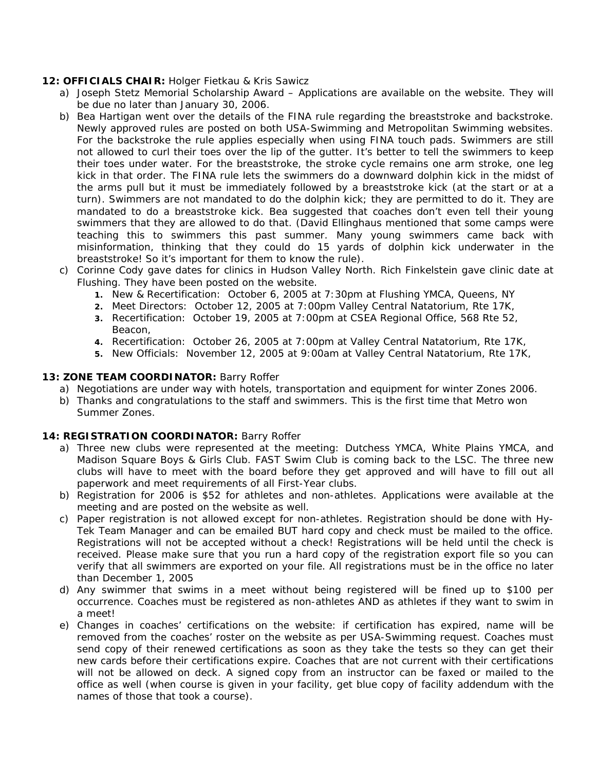**12: OFFICIALS CHAIR:** Holger Fietkau & Kris Sawicz

a) Joseph Stetz Memorial Scholarship Award – Applications are available on the website. They will be due no later than January 30, 2006.

b) Bea Hartigan went over the details of the FINA rule regarding the breaststroke and backstroke. Newly approved rules are posted on both USA-Swimming and Metropolitan Swimming websites. For the backstroke the rule applies especially when using FINA touch pads. Swimmers are still not allowed to curl their toes over the lip of the gutter. It's better to tell the swimmers to keep their toes under water. For the breaststroke, the stroke cycle remains one arm stroke, one leg kick in that order. The FINA rule lets the swimmers do a downward dolphin kick in the midst of the arms pull but it must be immediately followed by a breaststroke kick (at the start or at a turn). Swimmers are not mandated to do the dolphin kick; they are permitted to do it. They are mandated to do a breaststroke kick. Bea suggested that coaches don't even tell their young swimmers that they are allowed to do that. (David Ellinghaus mentioned that some camps were teaching this to swimmers this past summer. Many young swimmers came back with misinformation, thinking that they could do 15 yards of dolphin kick underwater in the breaststroke! So it's important for them to know the rule).

c) Corinne Cody gave dates for clinics in Hudson Valley North. Rich Finkelstein gave clinic date at Flushing. They have been posted on the website.
   1. New & Recertification: October 6, 2005 at 7:30pm at Flushing YMCA, Queens, NY
   2. Meet Directors: October 12, 2005 at 7:00pm Valley Central Natatorium, Rte 17K,
   3. Recertification: October 19, 2005 at 7:00pm at CSEA Regional Office, 568 Rte 52, Beacon,
   4. Recertification: October 26, 2005 at 7:00pm at Valley Central Natatorium, Rte 17K,
   5. New Officials: November 12, 2005 at 9:00am at Valley Central Natatorium, Rte 17K,

**13: ZONE TEAM COORDINATOR:** Barry Roffer

a) Negotiations are under way with hotels, transportation and equipment for winter Zones 2006.

b) Thanks and congratulations to the staff and swimmers. This is the first time that Metro won Summer Zones.

**14: REGISTRATION COORDINATOR:** Barry Roffer

a) Three new clubs were represented at the meeting: Dutchess YMCA, White Plains YMCA, and Madison Square Boys & Girls Club. FAST Swim Club is coming back to the LSC. The three new clubs will have to meet with the board before they get approved and will have to fill out all paperwork and meet requirements of all First-Year clubs.

b) Registration for 2006 is $52 for athletes and non-athletes. Applications were available at the meeting and are posted on the website as well.

c) Paper registration is not allowed except for non-athletes. Registration should be done with Hy-Tek Team Manager and can be emailed BUT hard copy and check must be mailed to the office. Registrations will not be accepted without a check! Registrations will be held until the check is received. Please make sure that you run a hard copy of the registration export file so you can verify that all swimmers are exported on your file. All registrations must be in the office no later than December 1, 2005

d) Any swimmer that swims in a meet without being registered will be fined up to $100 per occurrence. Coaches must be registered as non-athletes AND as athletes if they want to swim in a meet!

e) Changes in coaches' certifications on the website: if certification has expired, name will be removed from the coaches' roster on the website as per USA-Swimming request. Coaches must send copy of their renewed certifications as soon as they take the tests so they can get their new cards before their certifications expire. Coaches that are not current with their certifications will not be allowed on deck. A signed copy from an instructor can be faxed or mailed to the office as well (when course is given in your facility, get blue copy of facility addendum with the names of those that took a course).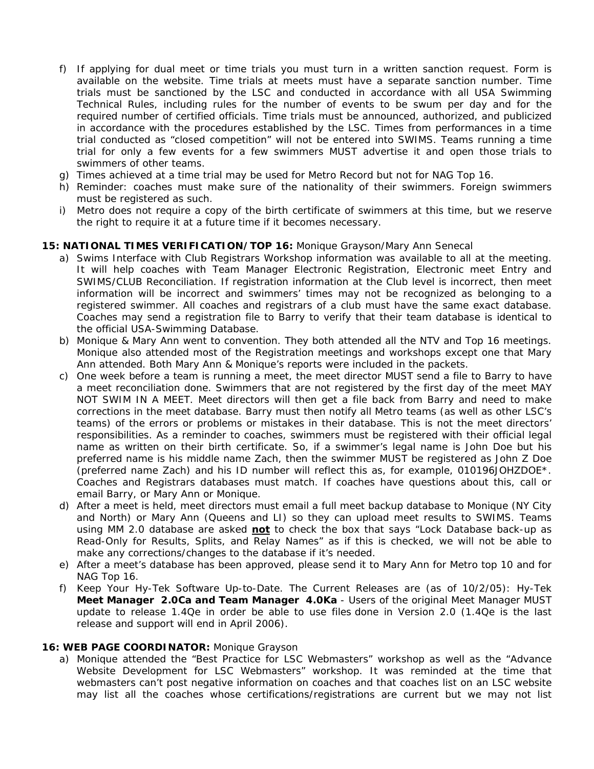f) If applying for dual meet or time trials you must turn in a written sanction request. Form is available on the website. Time trials at meets must have a separate sanction number. Time trials must be sanctioned by the LSC and conducted in accordance with all USA Swimming Technical Rules, including rules for the number of events to be swum per day and for the required number of certified officials. Time trials must be announced, authorized, and publicized in accordance with the procedures established by the LSC. Times from performances in a time trial conducted as “closed competition” will not be entered into SWIMS. Teams running a time trial for only a few events for a few swimmers MUST advertise it and open those trials to swimmers of other teams.

g) Times achieved at a time trial may be used for Metro Record but not for NAG Top 16.

h) Reminder: coaches must make sure of the nationality of their swimmers. Foreign swimmers must be registered as such.

i) Metro does not require a copy of the birth certificate of swimmers at this time, but we reserve the right to require it at a future time if it becomes necessary.

**15: NATIONAL TIMES VERIFICATION/TOP 16:** Monique Grayson/Mary Ann Senecal

a) Swims Interface with Club Registrars Workshop information was available to all at the meeting. It will help coaches with Team Manager Electronic Registration, Electronic meet Entry and SWIMS/CLUB Reconciliation. If registration information at the Club level is incorrect, then meet information will be incorrect and swimmers’ times may not be recognized as belonging to a registered swimmer. All coaches and registrars of a club must have the same exact database. Coaches may send a registration file to Barry to verify that their team database is identical to the official USA-Swimming Database.

b) Monique & Mary Ann went to convention. They both attended all the NTV and Top 16 meetings. Monique also attended most of the Registration meetings and workshops except one that Mary Ann attended. Both Mary Ann & Monique’s reports were included in the packets.

c) One week before a team is running a meet, the meet director MUST send a file to Barry to have a meet reconciliation done. Swimmers that are not registered by the first day of the meet MAY NOT SWIM IN A MEET. Meet directors will then get a file back from Barry and need to make corrections in the meet database. Barry must then notify all Metro teams (as well as other LSC’s teams) of the errors or problems or mistakes in their database. This is not the meet directors’ responsibilities. As a reminder to coaches, swimmers must be registered with their official legal name as written on their birth certificate. So, if a swimmer’s legal name is John Doe but his preferred name is his middle name Zach, then the swimmer MUST be registered as John Z Doe (preferred name Zach) and his ID number will reflect this as, for example, 010196JOHZDOE*. Coaches and Registrars databases must match. If coaches have questions about this, call or email Barry, or Mary Ann or Monique.

d) After a meet is held, meet directors must email a full meet backup database to Monique (NY City and North) or Mary Ann (Queens and LI) so they can upload meet results to SWIMS. Teams using MM 2.0 database are asked **not** to check the box that says “Lock Database back-up as Read-Only for Results, Splits, and Relay Names” as if this is checked, we will not be able to make any corrections/changes to the database if it’s needed.

e) After a meet’s database has been approved, please send it to Mary Ann for Metro top 10 and for NAG Top 16.

f) Keep Your Hy-Tek Software Up-to-Date. The Current Releases are (as of 10/2/05): Hy-Tek **Meet Manager 2.0Ca and Team Manager 4.0Ka** - Users of the original Meet Manager MUST update to release 1.4Qe in order be able to use files done in Version 2.0 (1.4Qe is the last release and support will end in April 2006).

**16: WEB PAGE COORDINATOR:** Monique Grayson

a) Monique attended the “Best Practice for LSC Webmasters” workshop as well as the “Advance Website Development for LSC Webmasters” workshop. It was reminded at the time that webmasters can’t post negative information on coaches and that coaches list on an LSC website may list all the coaches whose certifications/registrations are current but we may not list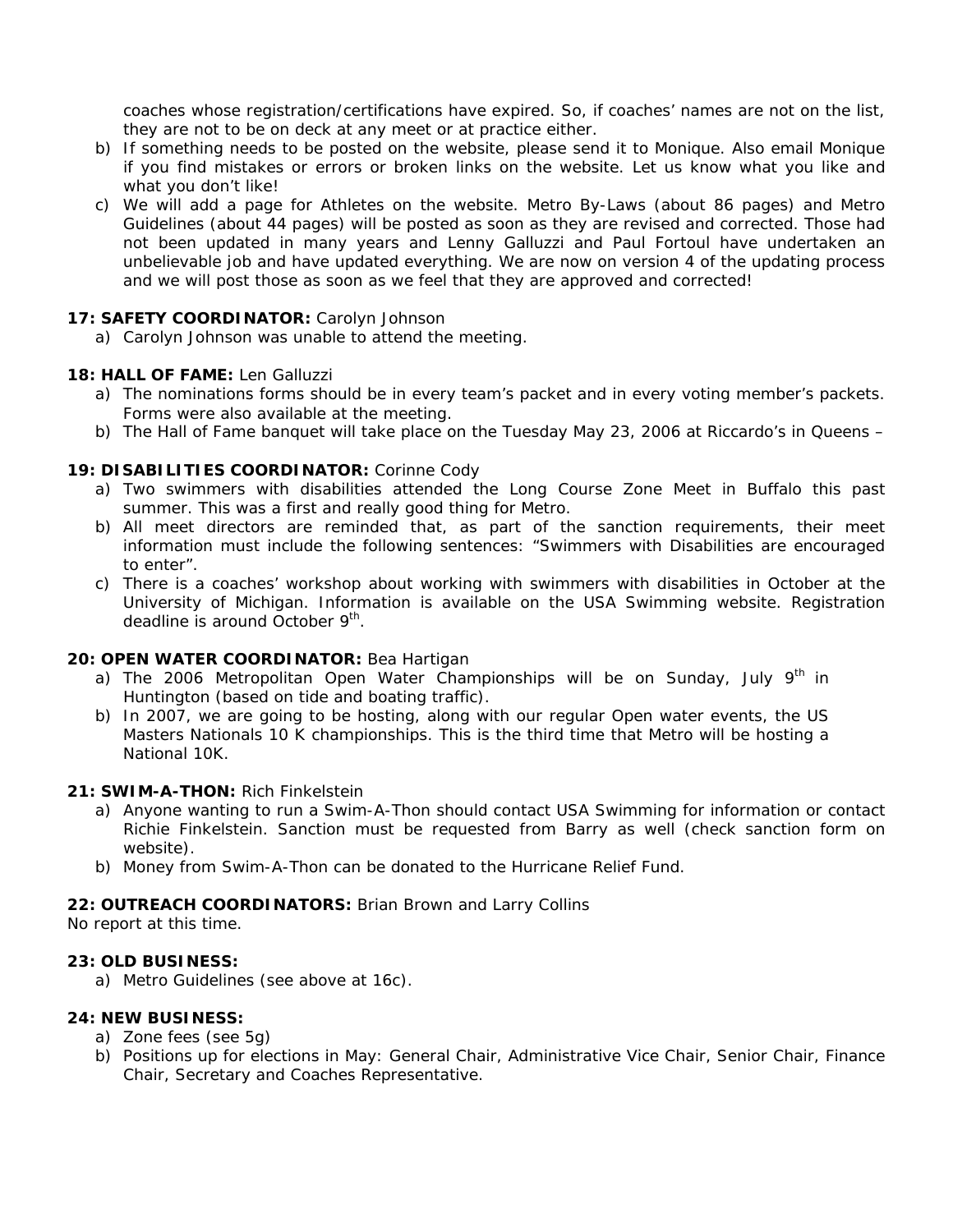coaches whose registration/certifications have expired. So, if coaches' names are not on the list, they are not to be on deck at any meet or at practice either.

b) If something needs to be posted on the website, please send it to Monique. Also email Monique if you find mistakes or errors or broken links on the website. Let us know what you like and what you don't like!

c) We will add a page for Athletes on the website. Metro By-Laws (about 86 pages) and Metro Guidelines (about 44 pages) will be posted as soon as they are revised and corrected. Those had not been updated in many years and Lenny Galluzzi and Paul Fortoul have undertaken an unbelievable job and have updated everything. We are now on version 4 of the updating process and we will post those as soon as we feel that they are approved and corrected!

**17: SAFETY COORDINATOR:** Carolyn Johnson

a) Carolyn Johnson was unable to attend the meeting.

**18: HALL OF FAME:** Len Galluzzi

a) The nominations forms should be in every team's packet and in every voting member's packets. Forms were also available at the meeting.

b) The Hall of Fame banquet will take place on the Tuesday May 23, 2006 at Riccardo's in Queens –

**19: DISABILITIES COORDINATOR:** Corinne Cody

a) Two swimmers with disabilities attended the Long Course Zone Meet in Buffalo this past summer. This was a first and really good thing for Metro.

b) All meet directors are reminded that, as part of the sanction requirements, their meet information must include the following sentences: "Swimmers with Disabilities are encouraged to enter".

c) There is a coaches' workshop about working with swimmers with disabilities in October at the University of Michigan. Information is available on the USA Swimming website. Registration deadline is around October 9th.

**20: OPEN WATER COORDINATOR:** Bea Hartigan

a) The 2006 Metropolitan Open Water Championships will be on Sunday, July 9th in Huntington (based on tide and boating traffic).

b) In 2007, we are going to be hosting, along with our regular Open water events, the US Masters Nationals 10 K championships. This is the third time that Metro will be hosting a National 10K.

**21: SWIM-A-THON:** Rich Finkelstein

a) Anyone wanting to run a Swim-A-Thon should contact USA Swimming for information or contact Richie Finkelstein. Sanction must be requested from Barry as well (check sanction form on website).

b) Money from Swim-A-Thon can be donated to the Hurricane Relief Fund.

**22: OUTREACH COORDINATORS:** Brian Brown and Larry Collins

No report at this time.

**23: OLD BUSINESS:**

a) Metro Guidelines (see above at 16c).

**24: NEW BUSINESS:**

a) Zone fees (see 5g)

b) Positions up for elections in May: General Chair, Administrative Vice Chair, Senior Chair, Finance Chair, Secretary and Coaches Representative.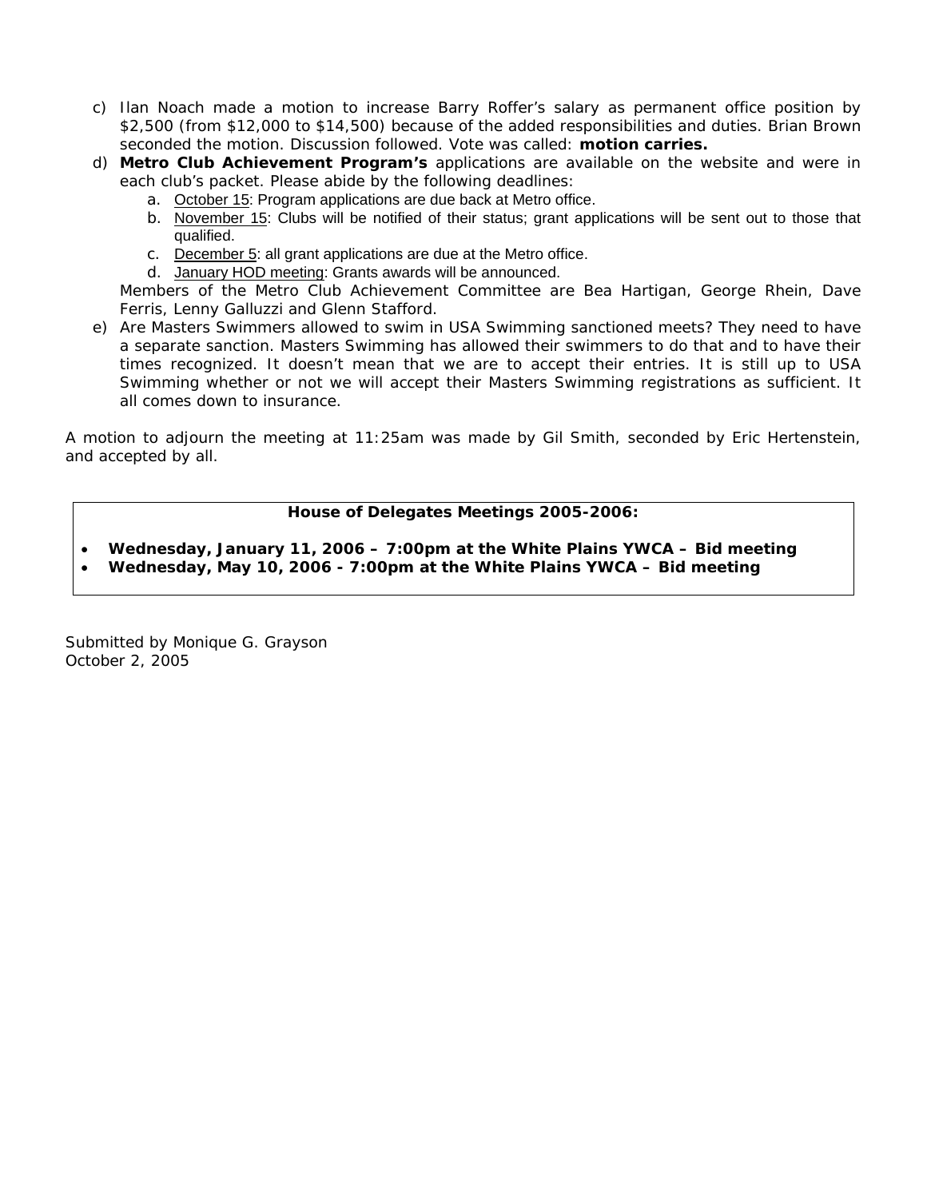c) Ilan Noach made a motion to increase Barry Roffer's salary as permanent office position by $2,500 (from $12,000 to $14,500) because of the added responsibilities and duties. Brian Brown seconded the motion. Discussion followed. Vote was called: **motion carries.**

d) **Metro Club Achievement Program's** applications are available on the website and were in each club's packet. Please abide by the following deadlines:

   a. October 15: Program applications are due back at Metro office.
   b. November 15: Clubs will be notified of their status; grant applications will be sent out to those that qualified.
   c. December 5: all grant applications are due at the Metro office.
   d. January HOD meeting: Grants awards will be announced.

   Members of the Metro Club Achievement Committee are Bea Hartigan, George Rhein, Dave Ferris, Lenny Galluzzi and Glenn Stafford.

e) Are Masters Swimmers allowed to swim in USA Swimming sanctioned meets? They need to have a separate sanction. Masters Swimming has allowed their swimmers to do that and to have their times recognized. It doesn't mean that we are to accept their entries. It is still up to USA Swimming whether or not we will accept their Masters Swimming registrations as sufficient. It all comes down to insurance.

A motion to adjourn the meeting at 11:25am was made by Gil Smith, seconded by Eric Hertenstein, and accepted by all.

**House of Delegates Meetings 2005-2006:**

- **Wednesday, January 11, 2006 – 7:00pm at the White Plains YWCA – Bid meeting**
- **Wednesday, May 10, 2006 - 7:00pm at the White Plains YWCA – Bid meeting**

Submitted by Monique G. Grayson
October 2, 2005